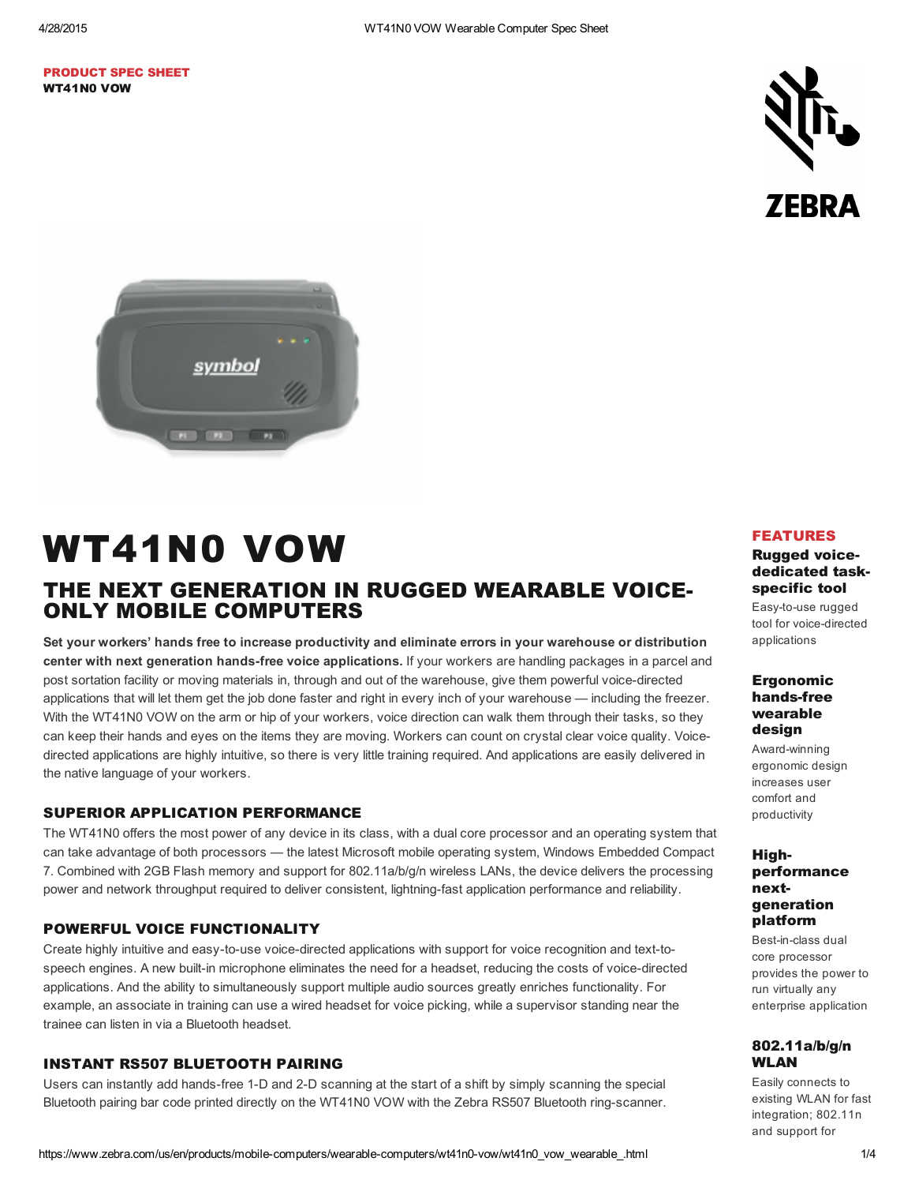**PRODUCT SPEC SHEET**
**WT41N0 VOW**

# WT41N0 VOW

## THE NEXT GENERATION IN RUGGED WEARABLE VOICE-ONLY MOBILE COMPUTERS

**Set your workers' hands free to increase productivity and eliminate errors in your warehouse or distribution center with next generation hands-free voice applications.** If your workers are handling packages in a parcel and post sortation facility or moving materials in, through and out of the warehouse, give them powerful voice-directed applications that will let them get the job done faster and right in every inch of your warehouse — including the freezer. With the WT41N0 VOW on the arm or hip of your workers, voice direction can walk them through their tasks, so they can keep their hands and eyes on the items they are moving. Workers can count on crystal clear voice quality. Voice-directed applications are highly intuitive, so there is very little training required. And applications are easily delivered in the native language of your workers.

### SUPERIOR APPLICATION PERFORMANCE

The WT41N0 offers the most power of any device in its class, with a dual core processor and an operating system that can take advantage of both processors — the latest Microsoft mobile operating system, Windows Embedded Compact 7. Combined with 2GB Flash memory and support for 802.11a/b/g/n wireless LANs, the device delivers the processing power and network throughput required to deliver consistent, lightning-fast application performance and reliability.

### POWERFUL VOICE FUNCTIONALITY

Create highly intuitive and easy-to-use voice-directed applications with support for voice recognition and text-to-speech engines. A new built-in microphone eliminates the need for a headset, reducing the costs of voice-directed applications. And the ability to simultaneously support multiple audio sources greatly enriches functionality. For example, an associate in training can use a wired headset for voice picking, while a supervisor standing near the trainee can listen in via a Bluetooth headset.

### INSTANT RS507 BLUETOOTH PAIRING

Users can instantly add hands-free 1-D and 2-D scanning at the start of a shift by simply scanning the special Bluetooth pairing bar code printed directly on the WT41N0 VOW with the Zebra RS507 Bluetooth ring-scanner.

## FEATURES

**Rugged voice-dedicated task-specific tool**
Easy-to-use rugged tool for voice-directed applications

**Ergonomic hands-free wearable design**
Award-winning ergonomic design increases user comfort and productivity

**High-performance next-generation platform**
Best-in-class dual core processor provides the power to run virtually any enterprise application

**802.11a/b/g/n WLAN**
Easily connects to existing WLAN for fast integration; 802.11n and support for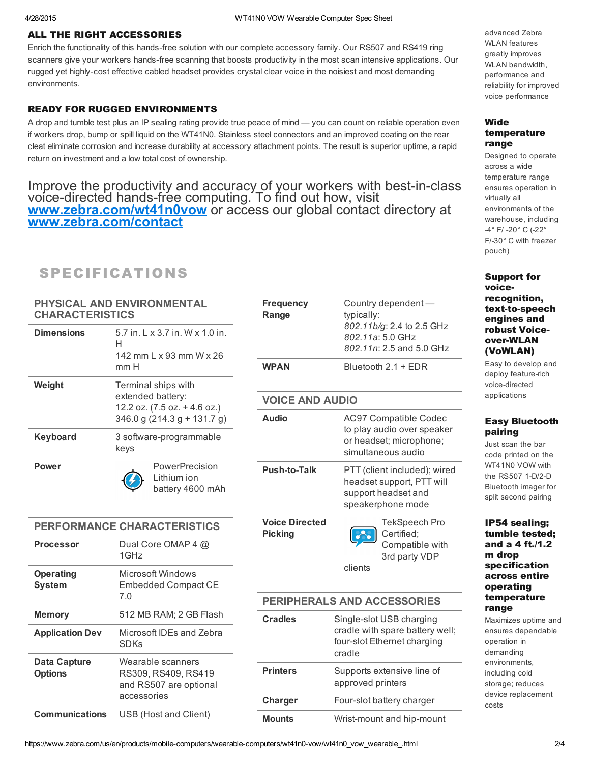## ALL THE RIGHT ACCESSORIES

Enrich the functionality of this hands-free solution with our complete accessory family. Our RS507 and RS419 ring scanners give your workers hands-free scanning that boosts productivity in the most scan intensive applications. Our rugged yet highly-cost effective cabled headset provides crystal clear voice in the noisiest and most demanding environments.

## READY FOR RUGGED ENVIRONMENTS

A drop and tumble test plus an IP sealing rating provide true peace of mind — you can count on reliable operation even if workers drop, bump or spill liquid on the WT41N0. Stainless steel connectors and an improved coating on the rear cleat eliminate corrosion and increase durability at accessory attachment points. The result is superior uptime, a rapid return on investment and a low total cost of ownership.

Improve the productivity and accuracy of your workers with best-in-class voice-directed hands-free computing. To find out how, visit [www.zebra.com/wt41n0vow](www.zebra.com/wt41n0vow) or access our global contact directory at [www.zebra.com/contact](www.zebra.com/contact)

# SPECIFICATIONS

### PHYSICAL AND ENVIRONMENTAL CHARACTERISTICS

| | |
|---|---|
| **Dimensions** | 5.7 in. L x 3.7 in. W x 1.0 in. H<br>142 mm L x 93 mm W x 26 mm H |
| **Weight** | Terminal ships with extended battery:<br>12.2 oz. (7.5 oz. + 4.6 oz.)<br>346.0 g (214.3 g + 131.7 g) |
| **Keyboard** | 3 software-programmable keys |
| **Power** | PowerPrecision Lithium ion battery 4600 mAh |

### PERFORMANCE CHARACTERISTICS

| | |
|---|---|
| **Processor** | Dual Core OMAP 4 @ 1GHz |
| **Operating System** | Microsoft Windows Embedded Compact CE 7.0 |
| **Memory** | 512 MB RAM; 2 GB Flash |
| **Application Dev** | Microsoft IDEs and Zebra SDKs |
| **Data Capture Options** | Wearable scanners RS309, RS409, RS419 and RS507 are optional accessories |
| **Communications** | USB (Host and Client) |
| **Frequency Range** | Country dependent — typically:<br>*802.11b/g*: 2.4 to 2.5 GHz<br>*802.11a*: 5.0 GHz<br>*802.11n*: 2.5 and 5.0 GHz |
| **WPAN** | Bluetooth 2.1 + EDR |

### VOICE AND AUDIO

| | |
|---|---|
| **Audio** | AC97 Compatible Codec to play audio over speaker or headset; microphone; simultaneous audio |
| **Push-to-Talk** | PTT (client included); wired headset support, PTT will support headset and speakerphone mode |
| **Voice Directed Picking** | TekSpeech Pro Certified; Compatible with 3rd party VDP clients |

### PERIPHERALS AND ACCESSORIES

| | |
|---|---|
| **Cradles** | Single-slot USB charging cradle with spare battery well; four-slot Ethernet charging cradle |
| **Printers** | Supports extensive line of approved printers |
| **Charger** | Four-slot battery charger |
| **Mounts** | Wrist-mount and hip-mount |

advanced Zebra WLAN features greatly improves WLAN bandwidth, performance and reliability for improved voice performance

**Wide temperature range**

Designed to operate across a wide temperature range ensures operation in virtually all environments of the warehouse, including -4° F/ -20° C (-22° F/-30° C with freezer pouch)

**Support for voice-recognition, text-to-speech engines and robust Voice-over-WLAN (VoWLAN)**

Easy to develop and deploy feature-rich voice-directed applications

**Easy Bluetooth pairing**

Just scan the bar code printed on the WT41N0 VOW with the RS507 1-D/2-D Bluetooth imager for split second pairing

**IP54 sealing; tumble tested; and a 4 ft./1.2 m drop specification across entire operating temperature range**

Maximizes uptime and ensures dependable operation in demanding environments, including cold storage; reduces device replacement costs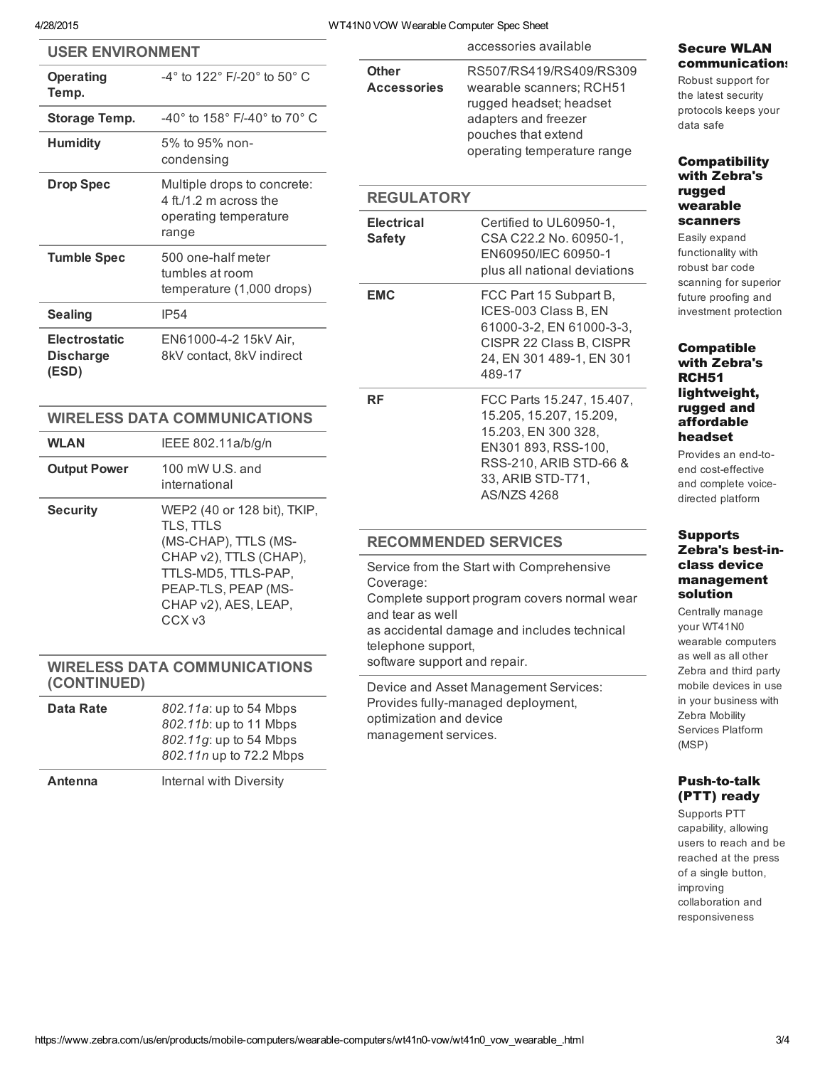## USER ENVIRONMENT

| | |
|---|---|
| **Operating Temp.** | -4° to 122° F/-20° to 50° C |
| **Storage Temp.** | -40° to 158° F/-40° to 70° C |
| **Humidity** | 5% to 95% non-condensing |
| **Drop Spec** | Multiple drops to concrete: 4 ft./1.2 m across the operating temperature range |
| **Tumble Spec** | 500 one-half meter tumbles at room temperature (1,000 drops) |
| **Sealing** | IP54 |
| **Electrostatic Discharge (ESD)** | EN61000-4-2 15kV Air, 8kV contact, 8kV indirect |

## WIRELESS DATA COMMUNICATIONS

| | |
|---|---|
| **WLAN** | IEEE 802.11a/b/g/n |
| **Output Power** | 100 mW U.S. and international |
| **Security** | WEP2 (40 or 128 bit), TKIP, TLS, TTLS (MS-CHAP), TTLS (MS-CHAP v2), TTLS (CHAP), TTLS-MD5, TTLS-PAP, PEAP-TLS, PEAP (MS-CHAP v2), AES, LEAP, CCX v3 |

## WIRELESS DATA COMMUNICATIONS (CONTINUED)

| | |
|---|---|
| **Data Rate** | *802.11a*: up to 54 Mbps<br>*802.11b*: up to 11 Mbps<br>*802.11g*: up to 54 Mbps<br>*802.11n* up to 72.2 Mbps |
| **Antenna** | Internal with Diversity |

accessories available

| | |
|---|---|
| **Other Accessories** | RS507/RS419/RS409/RS309 wearable scanners; RCH51 rugged headset; headset adapters and freezer pouches that extend operating temperature range |

## REGULATORY

| | |
|---|---|
| **Electrical Safety** | Certified to UL60950-1, CSA C22.2 No. 60950-1, EN60950/IEC 60950-1 plus all national deviations |
| **EMC** | FCC Part 15 Subpart B, ICES-003 Class B, EN 61000-3-2, EN 61000-3-3, CISPR 22 Class B, CISPR 24, EN 301 489-1, EN 301 489-17 |
| **RF** | FCC Parts 15.247, 15.407, 15.205, 15.207, 15.209, 15.203, EN 300 328, EN301 893, RSS-100, RSS-210, ARIB STD-66 & 33, ARIB STD-T71, AS/NZS 4268 |

## RECOMMENDED SERVICES

Service from the Start with Comprehensive Coverage:
Complete support program covers normal wear and tear as well
as accidental damage and includes technical telephone support,
software support and repair.

Device and Asset Management Services:
Provides fully-managed deployment, optimization and device management services.

### Secure WLAN communications

Robust support for the latest security protocols keeps your data safe

### Compatibility with Zebra's rugged wearable scanners

Easily expand functionality with robust bar code scanning for superior future proofing and investment protection

### Compatible with Zebra's RCH51 lightweight, rugged and affordable headset

Provides an end-to-end cost-effective and complete voice-directed platform

### Supports Zebra's best-in-class device management solution

Centrally manage your WT41N0 wearable computers as well as all other Zebra and third party mobile devices in use in your business with Zebra Mobility Services Platform (MSP)

### Push-to-talk (PTT) ready

Supports PTT capability, allowing users to reach and be reached at the press of a single button, improving collaboration and responsiveness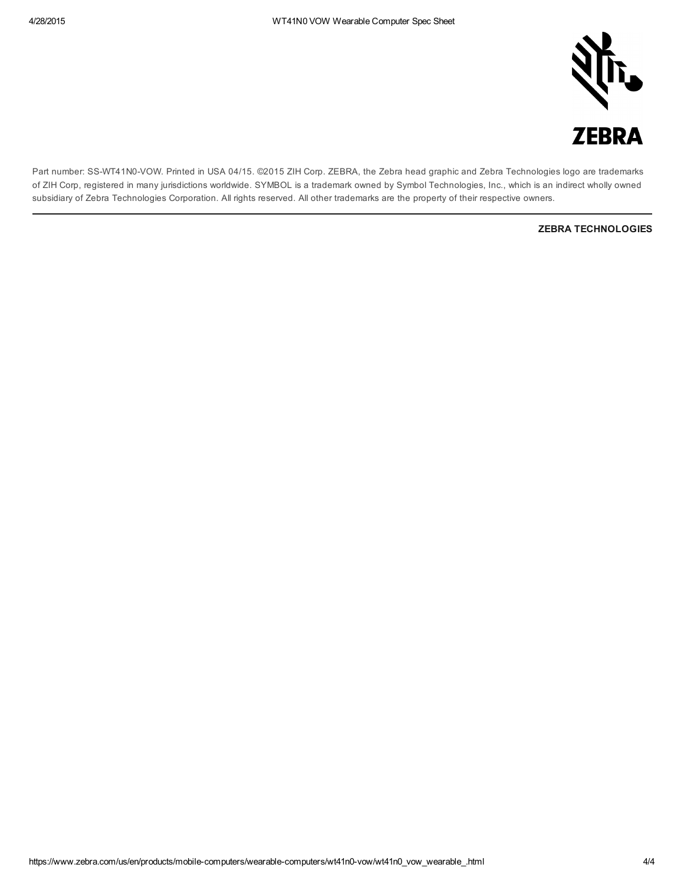ZEBRA

Part number: SS-WT41N0-VOW. Printed in USA 04/15. ©2015 ZIH Corp. ZEBRA, the Zebra head graphic and Zebra Technologies logo are trademarks of ZIH Corp, registered in many jurisdictions worldwide. SYMBOL is a trademark owned by Symbol Technologies, Inc., which is an indirect wholly owned subsidiary of Zebra Technologies Corporation. All rights reserved. All other trademarks are the property of their respective owners.

---

**ZEBRA TECHNOLOGIES**